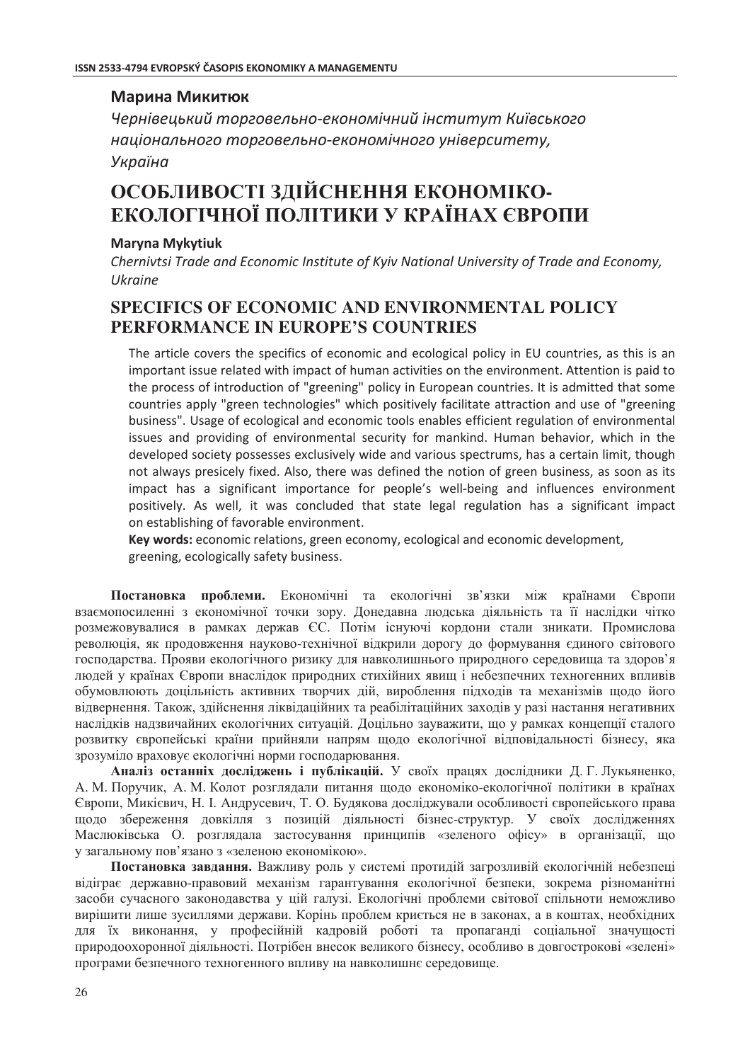**Марина Микитюк**

*Чернівецький торговельно-економічний інститут Київського національного торговельно-економічного університету, Україна*

# ОСОБЛИВОСТІ ЗДІЙСНЕННЯ ЕКОНОМІКО-ЕКОЛОГІЧНОЇ ПОЛІТИКИ У КРАЇНАХ ЄВРОПИ

**Maryna Mykytiuk**

*Chernivtsi Trade and Economic Institute of Kyiv National University of Trade and Economy, Ukraine*

# SPECIFICS OF ECONOMIC AND ENVIRONMENTAL POLICY PERFORMANCE IN EUROPE'S COUNTRIES

The article covers the specifics of economic and ecological policy in EU countries, as this is an important issue related with impact of human activities on the environment. Attention is paid to the process of introduction of "greening" policy in European countries. It is admitted that some countries apply "green technologies" which positively facilitate attraction and use of "greening business". Usage of ecological and economic tools enables efficient regulation of environmental issues and providing of environmental security for mankind. Human behavior, which in the developed society possesses exclusively wide and various spectrums, has a certain limit, though not always presicely fixed. Also, there was defined the notion of green business, as soon as its impact has a significant importance for people's well-being and influences environment positively. As well, it was concluded that state legal regulation has a significant impact on establishing of favorable environment.

**Key words:** economic relations, green economy, ecological and economic development, greening, ecologically safety business.

**Постановка проблеми.** Економічні та екологічні зв'язки між країнами Європи взаємопосиленні з економічної точки зору. Донедавна людська діяльність та її наслідки чітко розмежовувалися в рамках держав ЄС. Потім існуючі кордони стали зникати. Промислова революція, як продовження науково-технічної відкрили дорогу до формування єдиного світового господарства. Прояви екологічного ризику для навколишнього природного середовища та здоров'я людей у країнах Європи внаслідок природних стихійних явищ і небезпечних техногенних впливів обумовлюють доцільність активних творчих дій, вироблення підходів та механізмів щодо його відвернення. Також, здійснення ліквідаційних та реабілітаційних заходів у разі настання негативних наслідків надзвичайних екологічних ситуацій. Доцільно зауважити, що у рамках концепції сталого розвитку європейські країни прийняли напрям щодо екологічної відповідальності бізнесу, яка зрозуміло враховує екологічні норми господарювання.

**Аналіз останніх досліджень і публікацій.** У своїх працях дослідники Д. Г. Лукьяненко, А. М. Поручик, А. М. Колот розглядали питання щодо економіко-екологічної політики в країнах Європи, Микієвич, Н. І. Андрусевич, Т. О. Будякова досліджували особливості європейського права щодо збереження довкілля з позицій діяльності бізнес-структур. У своїх дослідженнях Маслюківська О. розглядала застосування принципів «зеленого офісу» в організації, що у загальному пов'язано з «зеленою економікою».

**Постановка завдання.** Важливу роль у системі протидій загрозливій екологічній небезпеці відіграє державно-правовий механізм гарантування екологічної безпеки, зокрема різноманітні засоби сучасного законодавства у цій галузі. Екологічні проблеми світової спільноти неможливо вирішити лише зусиллями держави. Корінь проблем криється не в законах, а в коштах, необхідних для їх виконання, у професійній кадровій роботі та пропаганді соціальної значущості природоохоронної діяльності. Потрібен внесок великого бізнесу, особливо в довгострокові «зелені» програми безпечного техногенного впливу на навколишнє середовище.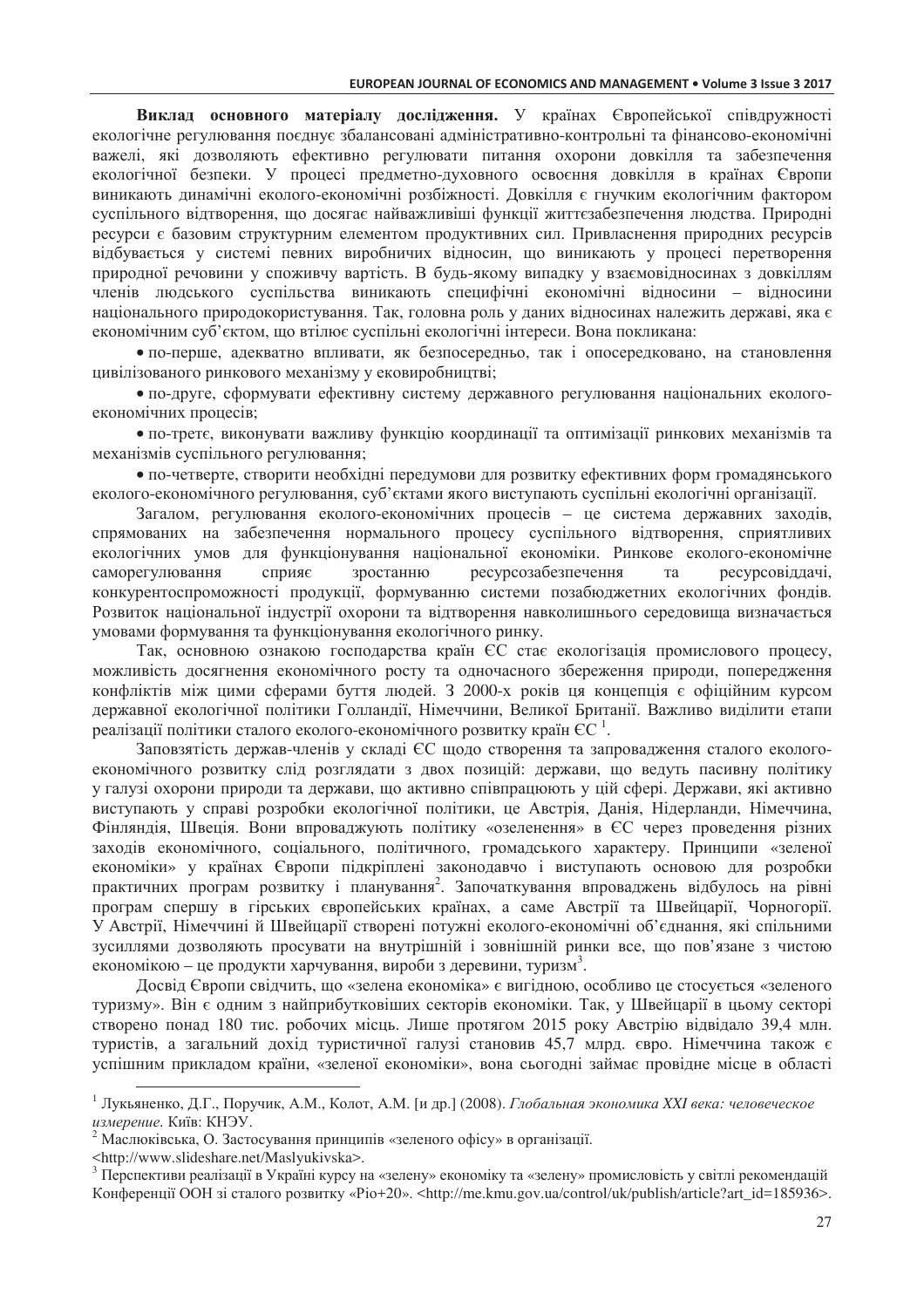**Виклад основного матеріалу дослідження.** У країнах Європейської співдружності екологічне регулювання поєднує збалансовані адміністративно-контрольні та фінансово-економічні важелі, які дозволяють ефективно регулювати питання охорони довкілля та забезпечення екологічної безпеки. У процесі предметно-духовного освоєння довкілля в країнах Європи виникають динамічні еколого-економічні розбіжності. Довкілля є гнучким екологічним фактором суспільного відтворення, що досягає найважливіші функції життєзабезпечення людства. Природні ресурси є базовим структурним елементом продуктивних сил. Привласнення природних ресурсів відбувається у системі певних виробничих відносин, що виникають у процесі перетворення природної речовини у споживчу вартість. В будь-якому випадку у взаємовідносинах з довкіллям членів людського суспільства виникають специфічні економічні відносини – відносини національного природокористування. Так, головна роль у даних відносинах належить державі, яка є економічним суб'єктом, що втілює суспільні екологічні інтереси. Вона покликана:

- по-перше, адекватно впливати, як безпосередньо, так і опосередковано, на становлення цивілізованого ринкового механізму у ековиробництві;
- по-друге, сформувати ефективну систему державного регулювання національних еколого-економічних процесів;
- по-третє, виконувати важливу функцію координації та оптимізації ринкових механізмів та механізмів суспільного регулювання;
- по-четверте, створити необхідні передумови для розвитку ефективних форм громадянського еколого-економічного регулювання, суб'єктами якого виступають суспільні екологічні організації.

Загалом, регулювання еколого-економічних процесів – це система державних заходів, спрямованих на забезпечення нормального процесу суспільного відтворення, сприятливих екологічних умов для функціонування національної економіки. Ринкове еколого-економічне саморегулювання сприяє зростанню ресурсозабезпечення та ресурсовіддачі, конкурентоспроможності продукції, формуванню системи позабюджетних екологічних фондів. Розвиток національної індустрії охорони та відтворення навколишнього середовища визначається умовами формування та функціонування екологічного ринку.

Так, основною ознакою господарства країн ЄС стає екологізація промислового процесу, можливість досягнення економічного росту та одночасного збереження природи, попередження конфліктів між цими сферами буття людей. З 2000-х років ця концепція є офіційним курсом державної екологічної політики Голландії, Німеччини, Великої Британії. Важливо виділити етапи реалізації політики сталого еколого-економічного розвитку країн ЄС [1].

Заповзятість держав-членів у складі ЄС щодо створення та запровадження сталого еколого-економічного розвитку слід розглядати з двох позицій: держави, що ведуть пасивну політику у галузі охорони природи та держави, що активно співпрацюють у цій сфері. Держави, які активно виступають у справі розробки екологічної політики, це Австрія, Данія, Нідерланди, Німеччина, Фінляндія, Швеція. Вони впроваджують політику «озеленення» в ЄС через проведення різних заходів економічного, соціального, політичного, громадського характеру. Принципи «зеленої економіки» у країнах Європи підкріплені законодавчо і виступають основою для розробки практичних програм розвитку і планування[2]. Започаткування впроваджень відбулось на рівні програм спершу в гірських європейських країнах, а саме Австрії та Швейцарії, Чорногорії. У Австрії, Німеччині й Швейцарії створені потужні еколого-економічні об'єднання, які спільними зусиллями дозволяють просувати на внутрішній і зовнішній ринки все, що пов'язане з чистою економікою – це продукти харчування, вироби з деревини, туризм[3].

Досвід Європи свідчить, що «зелена економіка» є вигідною, особливо це стосується «зеленого туризму». Він є одним з найприбутковіших секторів економіки. Так, у Швейцарії в цьому секторі створено понад 180 тис. робочих місць. Лише протягом 2015 року Австрію відвідало 39,4 млн. туристів, а загальний дохід туристичної галузі становив 45,7 млрд. євро. Німеччина також є успішним прикладом країни, «зеленої економіки», вона сьогодні займає провідне місце в області

---

[1] Лукьяненко, Д.Г., Поручик, А.М., Колот, А.М. [и др.] (2008). *Глобальная экономика XXI века: человеческое измерение*. Київ: КНЭУ.

[2] Маслюківська, О. Застосування принципів «зеленого офісу» в організації. <http://www.slideshare.net/Maslyukivska>.

[3] Перспективи реалізації в Україні курсу на «зелену» економіку та «зелену» промисловість у світлі рекомендацій Конференції ООН зі сталого розвитку «Ріо+20». <http://me.kmu.gov.ua/control/uk/publish/article?art_id=185936>.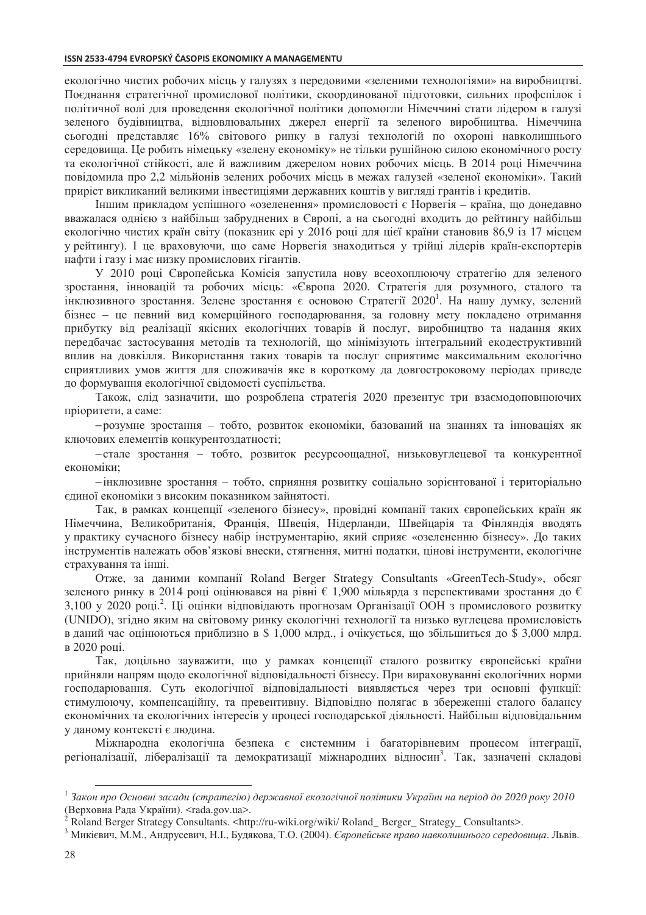екологічно чистих робочих місць у галузях з передовими «зеленими технологіями» на виробництві. Поєднання стратегічної промислової політики, скоординованої підготовки, сильних профспілок і політичної волі для проведення екологічної політики допомогли Німеччині стати лідером в галузі зеленого будівництва, відновлювальних джерел енергії та зеленого виробництва. Німеччина сьогодні представляє 16% світового ринку в галузі технологій по охороні навколишнього середовища. Це робить німецьку «зелену економіку» не тільки рушійною силою економічного росту та екологічної стійкості, але й важливим джерелом нових робочих місць. В 2014 році Німеччина повідомила про 2,2 мільйонів зелених робочих місць в межах галузей «зеленої економіки». Такий приріст викликаний великими інвестиціями державних коштів у вигляді грантів і кредитів.

Іншим прикладом успішного «озеленення» промисловості є Норвегія – країна, що донедавно вважалася однією з найбільш забруднених в Європі, а на сьогодні входить до рейтингу найбільш екологічно чистих країн світу (показник ері у 2016 році для цієї країни становив 86,9 із 17 місцем у рейтингу). І це враховуючи, що саме Норвегія знаходиться у трійці лідерів країн-експортерів нафти і газу і має низку промислових гігантів.

У 2010 році Європейська Комісія запустила нову всеохоплюючу стратегію для зеленого зростання, інновацій та робочих місць: «Європа 2020. Стратегія для розумного, сталого та інклюзивного зростання. Зелене зростання є основою Стратегії 2020[1]. На нашу думку, зелений бізнес – це певний вид комерційного господарювання, за головну мету покладено отримання прибутку від реалізації якісних екологічних товарів й послуг, виробництво та надання яких передбачає застосування методів та технологій, що мінімізують інтегральний екодеструктивний вплив на довкілля. Використання таких товарів та послуг сприятиме максимальним екологічно сприятливих умов життя для споживачів яке в короткому да довгостроковому періодах приведе до формування екологічної свідомості суспільства.

Також, слід зазначити, що розроблена стратегія 2020 презентує три взаємодоповнюючих пріоритети, а саме:

- розумне зростання – тобто, розвиток економіки, базований на знаннях та інноваціях як ключових елементів конкурентоздатності;
- стале зростання – тобто, розвиток ресурсоощадної, низьковуглецевої та конкурентної економіки;
- інклюзивне зростання – тобто, сприяння розвитку соціально зорієнтованої і територіально єдиної економіки з високим показником зайнятості.

Так, в рамках концепції «зеленого бізнесу», провідні компанії таких європейських країн як Німеччина, Великобританія, Франція, Швеція, Нідерланди, Швейцарія та Фінляндія вводять у практику сучасного бізнесу набір інструментарію, який сприяє «озелененню бізнесу». До таких інструментів належать обов'язкові внески, стягнення, митні податки, цінові інструменти, екологічне страхування та інші.

Отже, за даними компанії Roland Berger Strategy Consultants «GreenTech-Study», обсяг зеленого ринку в 2014 році оцінювався на рівні € 1,900 мільярда з перспективами зростання до € 3,100 у 2020 році.[2]. Ці оцінки відповідають прогнозам Організації ООН з промислового розвитку (UNIDO), згідно яким на світовому ринку екологічні технології та низько вуглецева промисловість в даний час оцінюються приблизно в $ 1,000 млрд., і очікується, що збільшиться до $ 3,000 млрд. в 2020 році.

Так, доцільно зауважити, що у рамках концепції сталого розвитку європейські країни прийняли напрям щодо екологічної відповідальності бізнесу. При вираховуванні екологічних норми господарювання. Суть екологічної відповідальності виявляється через три основні функції: стимулюючу, компенсаційну, та превентивну. Відповідно полягає в збереженні сталого балансу економічних та екологічних інтересів у процесі господарської діяльності. Найбільш відповідальним у даному контексті є людина.

Міжнародна екологічна безпека є системним і багаторівневим процесом інтеграції, регіоналізації, лібералізації та демократизації міжнародних відносин[3]. Так, зазначені складові

---

[1] *Закон про Основні засади (стратегію) державної екологічної політики України на період до 2020 року 2010* (Верховна Рада України). <rada.gov.ua>.

[2] Roland Berger Strategy Consultants. <http://ru-wiki.org/wiki/ Roland_ Berger_ Strategy_ Consultants>.

[3] Микієвич, М.М., Андрусевич, Н.І., Будякова, Т.О. (2004). *Європейське право навколишнього середовища*. Львів.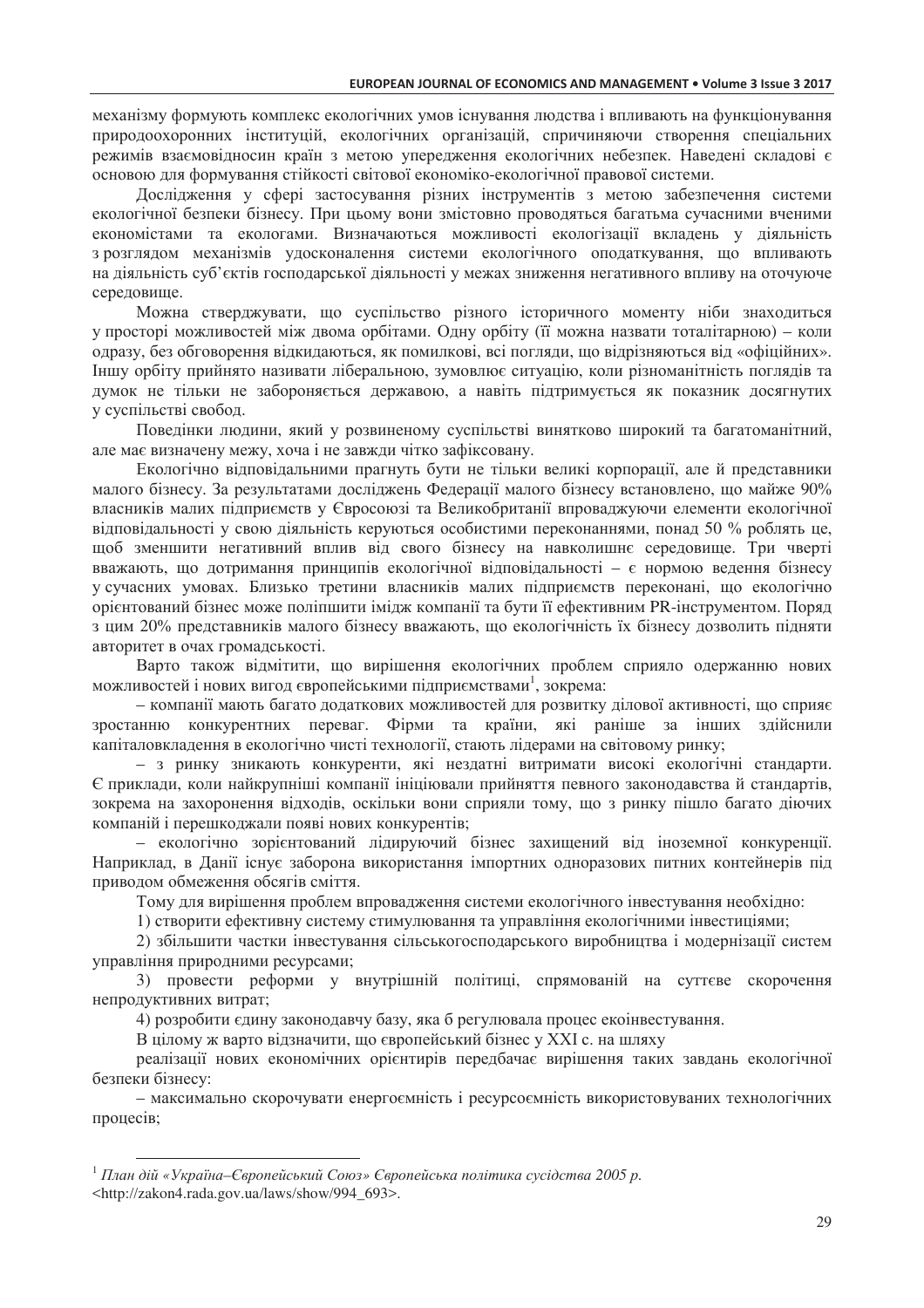механізму формують комплекс екологічних умов існування людства і впливають на функціонування природоохоронних інституцій, екологічних організацій, спричиняючи створення спеціальних режимів взаємовідносин країн з метою упередження екологічних небезпек. Наведені складові є основою для формування стійкості світової економіко-екологічної правової системи.

Дослідження у сфері застосування різних інструментів з метою забезпечення системи екологічної безпеки бізнесу. При цьому вони змістовно проводяться багатьма сучасними вченими економістами та екологами. Визначаються можливості екологізації вкладень у діяльність з розглядом механізмів удосконалення системи екологічного оподаткування, що впливають на діяльність суб'єктів господарської діяльності у межах зниження негативного впливу на оточуюче середовище.

Можна стверджувати, що суспільство різного історичного моменту ніби знаходиться у просторі можливостей між двома орбітами. Одну орбіту (її можна назвати тоталітарною) – коли одразу, без обговорення відкидаються, як помилкові, всі погляди, що відрізняються від «офіційних». Іншу орбіту прийнято називати ліберальною, зумовлює ситуацію, коли різноманітність поглядів та думок не тільки не забороняється державою, а навіть підтримується як показник досягнутих у суспільстві свобод.

Поведінки людини, який у розвиненому суспільстві винятково широкий та багатоманітний, але має визначену межу, хоча і не завжди чітко зафіксовану.

Екологічно відповідальними прагнуть бути не тільки великі корпорації, але й представники малого бізнесу. За результатами досліджень Федерації малого бізнесу встановлено, що майже 90% власників малих підприємств у Євросоюзі та Великобританії впроваджуючи елементи екологічної відповідальності у свою діяльність керуються особистими переконаннями, понад 50 % роблять це, щоб зменшити негативний вплив від свого бізнесу на навколишнє середовище. Три чверті вважають, що дотримання принципів екологічної відповідальності – є нормою ведення бізнесу у сучасних умовах. Близько третини власників малих підприємств переконані, що екологічно орієнтований бізнес може поліпшити імідж компанії та бути її ефективним PR-інструментом. Поряд з цим 20% представників малого бізнесу вважають, що екологічність їх бізнесу дозволить підняти авторитет в очах громадськості.

Варто також відмітити, що вирішення екологічних проблем сприяло одержанню нових можливостей і нових вигод європейськими підприємствами[1], зокрема:

– компанії мають багато додаткових можливостей для розвитку ділової активності, що сприяє зростанню конкурентних переваг. Фірми та країни, які раніше за інших здійснили капіталовкладення в екологічно чисті технології, стають лідерами на світовому ринку;

– з ринку зникають конкуренти, які нездатні витримати високі екологічні стандарти. Є приклади, коли найкрупніші компанії ініціювали прийняття певного законодавства й стандартів, зокрема на захоронення відходів, оскільки вони сприяли тому, що з ринку пішло багато діючих компаній і перешкоджали появі нових конкурентів;

– екологічно зорієнтований лідируючий бізнес захищений від іноземної конкуренції. Наприклад, в Данії існує заборона використання імпортних одноразових питних контейнерів під приводом обмеження обсягів сміття.

Тому для вирішення проблем впровадження системи екологічного інвестування необхідно:

1) створити ефективну систему стимулювання та управління екологічними інвестиціями;

2) збільшити частки інвестування сільськогосподарського виробництва і модернізації систем управління природними ресурсами;

3) провести реформи у внутрішній політиці, спрямованій на суттєве скорочення непродуктивних витрат;

4) розробити єдину законодавчу базу, яка б регулювала процес екоінвестування.

В цілому ж варто відзначити, що європейський бізнес у XXI с. на шляху реалізації нових економічних орієнтирів передбачає вирішення таких завдань екологічної безпеки бізнесу:

– максимально скорочувати енергоємність і ресурсоємність використовуваних технологічних процесів;

---

[1] *План дій «Україна–Європейський Союз» Європейська політика сусідства 2005 р.* <http://zakon4.rada.gov.ua/laws/show/994_693>.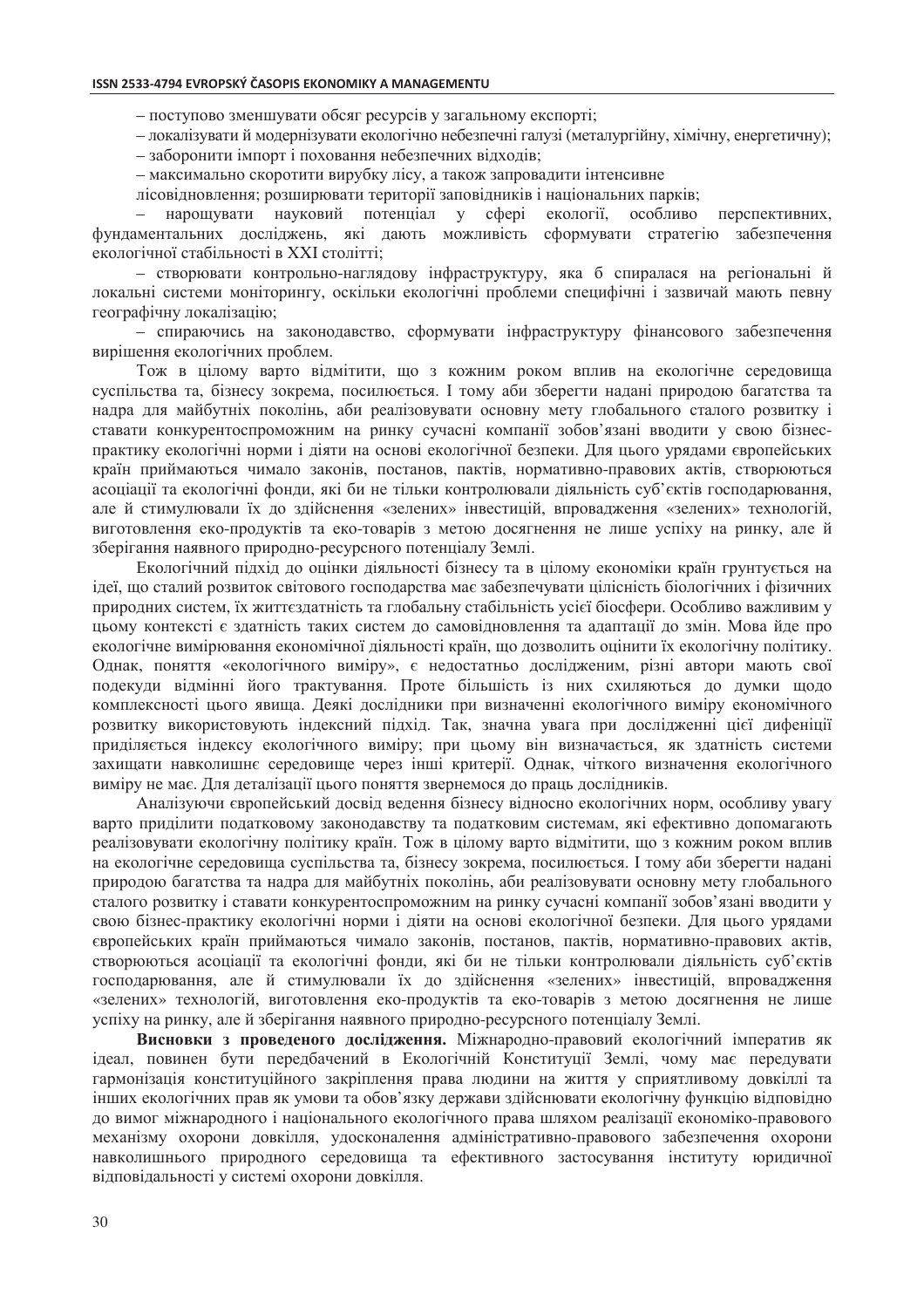– поступово зменшувати обсяг ресурсів у загальному експорті;

– локалізувати й модернізувати екологічно небезпечні галузі (металургійну, хімічну, енергетичну);

– заборонити імпорт і поховання небезпечних відходів;

– максимально скоротити вирубку лісу, а також запровадити інтенсивне лісовідновлення; розширювати території заповідників і національних парків;

– нарощувати науковий потенціал у сфері екології, особливо перспективних, фундаментальних досліджень, які дають можливість сформувати стратегію забезпечення екологічної стабільності в XXI столітті;

– створювати контрольно-наглядову інфраструктуру, яка б спиралася на регіональні й локальні системи моніторингу, оскільки екологічні проблеми специфічні і зазвичай мають певну географічну локалізацію;

– спираючись на законодавство, сформувати інфраструктуру фінансового забезпечення вирішення екологічних проблем.

Тож в цілому варто відмітити, що з кожним роком вплив на екологічне середовища суспільства та, бізнесу зокрема, посилюється. І тому аби зберегти надані природою багатства та надра для майбутніх поколінь, аби реалізовувати основну мету глобального сталого розвитку і ставати конкурентоспроможним на ринку сучасні компанії зобов'язані вводити у свою бізнес-практику екологічні норми і діяти на основі екологічної безпеки. Для цього урядами європейських країн приймаються чимало законів, постанов, пактів, нормативно-правових актів, створюються асоціації та екологічні фонди, які би не тільки контролювали діяльність суб'єктів господарювання, але й стимулювали їх до здійснення «зелених» інвестицій, впровадження «зелених» технологій, виготовлення еко-продуктів та еко-товарів з метою досягнення не лише успіху на ринку, але й зберігання наявного природно-ресурсного потенціалу Землі.

Екологічний підхід до оцінки діяльності бізнесу та в цілому економіки країн грунтується на ідеї, що сталий розвиток світового господарства має забезпечувати цілісність біологічних і фізичних природних систем, їх життєздатність та глобальну стабільність усієї біосфери. Особливо важливим у цьому контексті є здатність таких систем до самовідновлення та адаптації до змін. Мова йде про екологічне вимірювання економічної діяльності країн, що дозволить оцінити їх екологічну політику. Однак, поняття «екологічного виміру», є недостатньо дослідженим, різні автори мають свої подекуди відмінні його трактування. Проте більшість із них схиляються до думки щодо комплексності цього явища. Деякі дослідники при визначенні екологічного виміру економічного розвитку використовують індексний підхід. Так, значна увага при дослідженні цієї дифеніції приділяється індексу екологічного виміру; при цьому він визначається, як здатність системи захищати навколишнє середовище через інші критерії. Однак, чіткого визначення екологічного виміру не має. Для деталізації цього поняття звернемося до праць дослідників.

Аналізуючи європейський досвід ведення бізнесу відносно екологічних норм, особливу увагу варто приділити податковому законодавству та податковим системам, які ефективно допомагають реалізовувати екологічну політику країн. Тож в цілому варто відмітити, що з кожним роком вплив на екологічне середовища суспільства та, бізнесу зокрема, посилюється. І тому аби зберегти надані природою багатства та надра для майбутніх поколінь, аби реалізовувати основну мету глобального сталого розвитку і ставати конкурентоспроможним на ринку сучасні компанії зобов'язані вводити у свою бізнес-практику екологічні норми і діяти на основі екологічної безпеки. Для цього урядами європейських країн приймаються чимало законів, постанов, пактів, нормативно-правових актів, створюються асоціації та екологічні фонди, які би не тільки контролювали діяльність суб'єктів господарювання, але й стимулювали їх до здійснення «зелених» інвестицій, впровадження «зелених» технологій, виготовлення еко-продуктів та еко-товарів з метою досягнення не лише успіху на ринку, але й зберігання наявного природно-ресурсного потенціалу Землі.

**Висновки з проведеного дослідження.** Міжнародно-правовий екологічний імператив як ідеал, повинен бути передбачений в Екологічній Конституції Землі, чому має передувати гармонізація конституційного закріплення права людини на життя у сприятливому довкіллі та інших екологічних прав як умови та обов'язку держави здійснювати екологічну функцію відповідно до вимог міжнародного і національного екологічного права шляхом реалізації економіко-правового механізму охорони довкілля, удосконалення адміністративно-правового забезпечення охорони навколишнього природного середовища та ефективного застосування інституту юридичної відповідальності у системі охорони довкілля.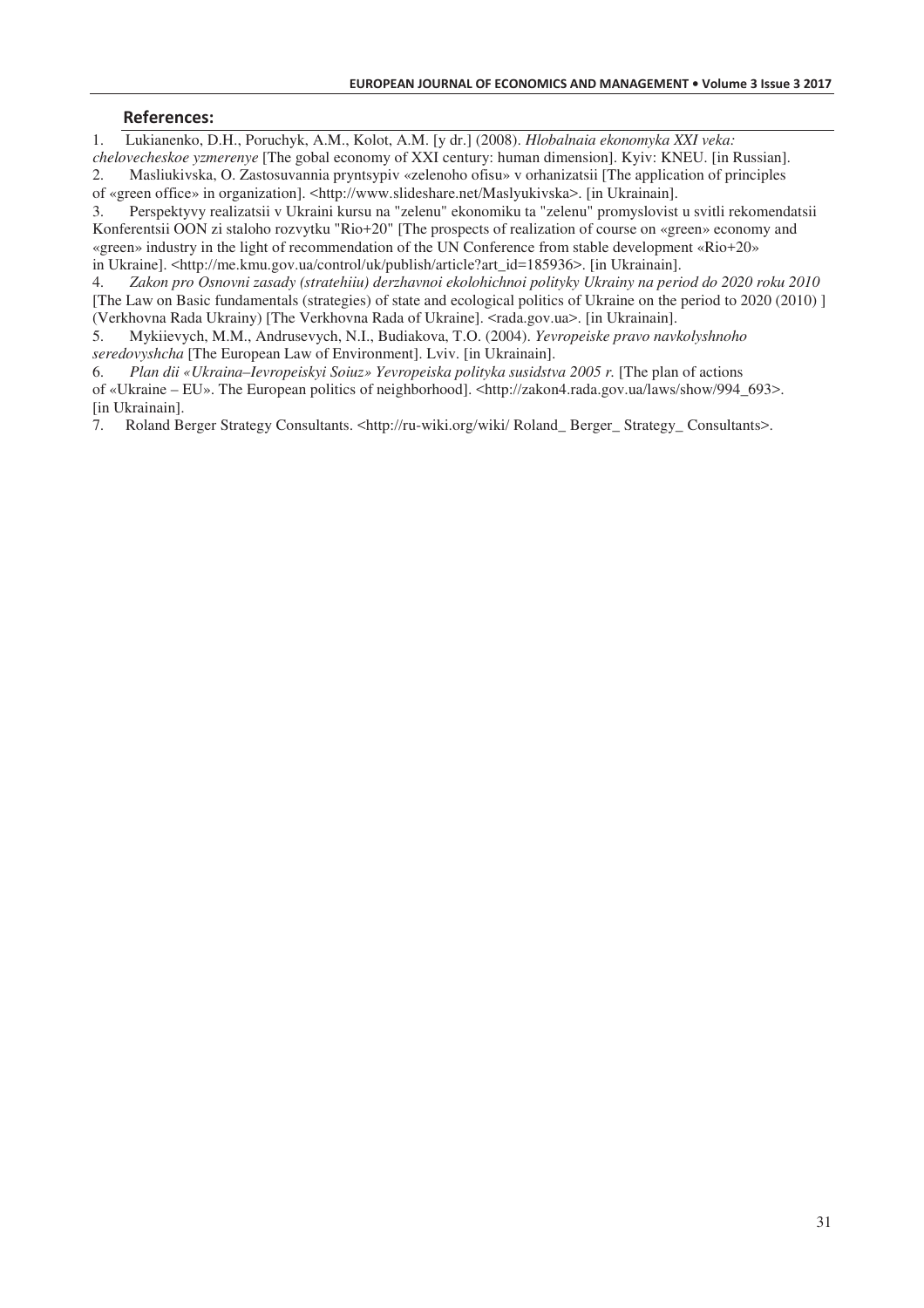## References:

1. Lukianenko, D.H., Poruchyk, A.M., Kolot, A.M. [y dr.] (2008). *Hlobalnaia ekonomyka XXI veka: chelovecheskoe yzmerenye* [The gobal economy of XXI century: human dimension]. Kyiv: KNEU. [in Russian].
2. Masliukivska, O. Zastosuvannia pryntsypiv «zelenoho ofisu» v orhanizatsii [The application of principles of «green office» in organization]. <http://www.slideshare.net/Maslyukivska>. [in Ukrainain].
3. Perspektyvy realizatsii v Ukraini kursu na "zelenu" ekonomiku ta "zelenu" promyslovist u svitli rekomendatsii Konferentsii OON zi staloho rozvytku "Rio+20" [The prospects of realization of course on «green» economy and «green» industry in the light of recommendation of the UN Conference from stable development «Rio+20» in Ukraine]. <http://me.kmu.gov.ua/control/uk/publish/article?art_id=185936>. [in Ukrainain].
4. *Zakon pro Osnovni zasady (stratehiiu) derzhavnoi ekolohichnoi polityky Ukrainy na period do 2020 roku 2010* [The Law on Basic fundamentals (strategies) of state and ecological politics of Ukraine on the period to 2020 (2010) ] (Verkhovna Rada Ukrainy) [The Verkhovna Rada of Ukraine]. <rada.gov.ua>. [in Ukrainain].
5. Mykiievych, M.M., Andrusevych, N.I., Budiakova, T.O. (2004). *Yevropeiske pravo navkolyshnoho seredovyshcha* [The European Law of Environment]. Lviv. [in Ukrainain].
6. *Plan dii «Ukraina–Ievropeiskyi Soiuz» Yevropeiska polityka susidstva 2005 r.* [The plan of actions of «Ukraine – EU». The European politics of neighborhood]. <http://zakon4.rada.gov.ua/laws/show/994_693>. [in Ukrainain].
7. Roland Berger Strategy Consultants. <http://ru-wiki.org/wiki/ Roland_ Berger_ Strategy_ Consultants>.